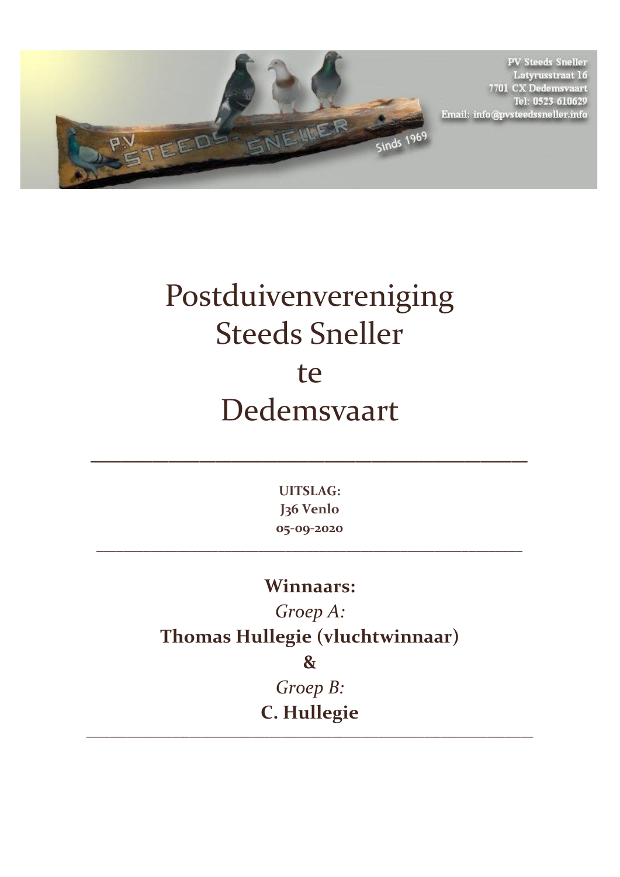PV Steeds Sneller
Latyrusstraat 16
7701 CX Dedemsvaart
Tel: 0523-610629
Email: info@pvsteedssneller.info

# Postduivenvereniging Steeds Sneller te Dedemsvaart

---

**UITSLAG:**
**J36 Venlo**
**05-09-2020**

---

## Winnaars:

*Groep A:*

**Thomas Hullegie (vluchtwinnaar)**

**&**

*Groep B:*

**C. Hullegie**

---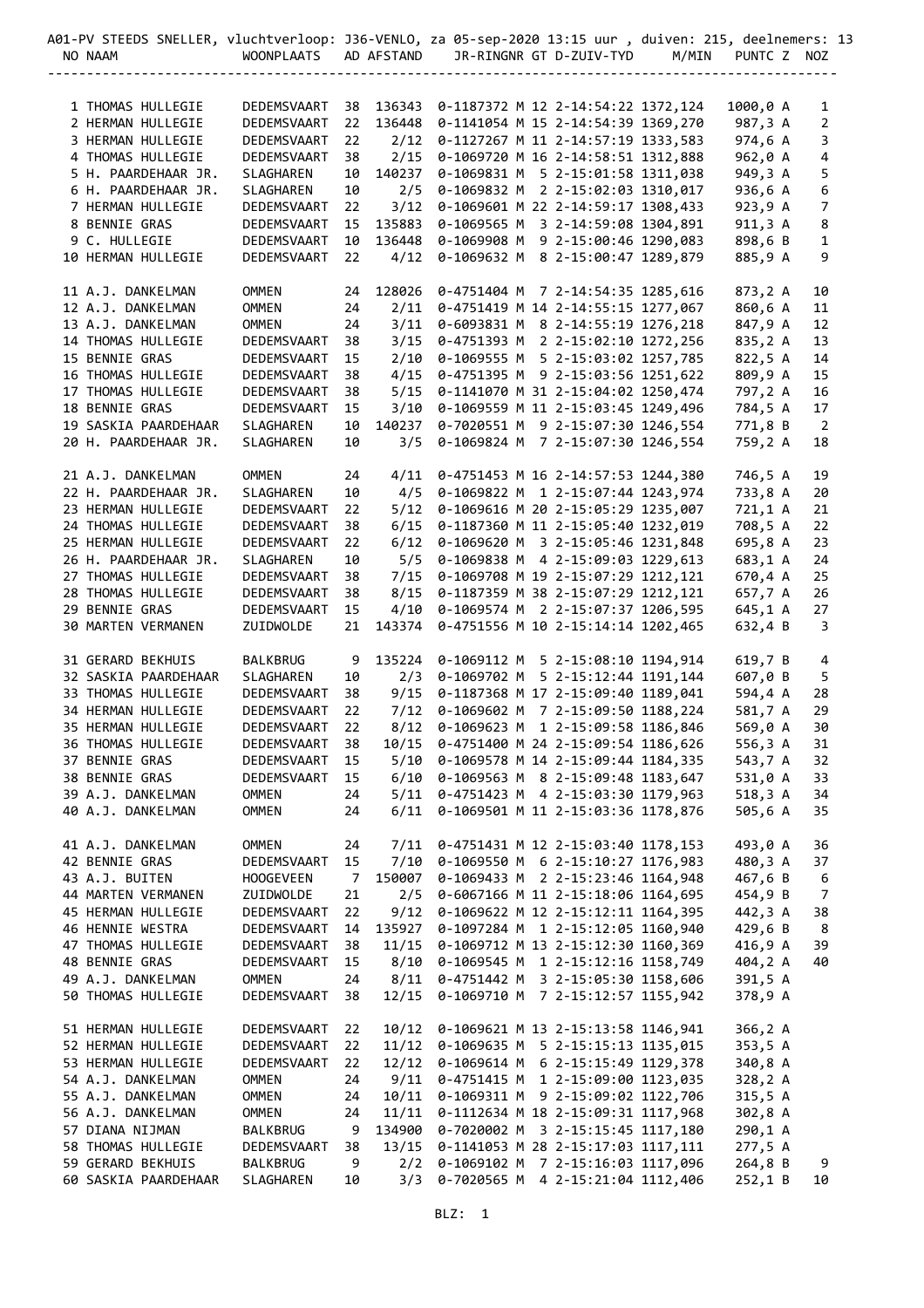A01-PV STEEDS SNELLER, vluchtverloop: J36-VENLO, za 05-sep-2020 13:15 uur , duiven: 215, deelnemers: 13

| NO | NAAM | WOONPLAATS | AD | AFSTAND | JR-RINGNR | GT | D-ZUIV-TYD | M/MIN | PUNTC | Z | NOZ |
|---|---|---|---|---|---|---|---|---|---|---|---|
| 1 | THOMAS HULLEGIE | DEDEMSVAART | 38 | 136343 | 0-1187372 M | 12 | 2-14:54:22 | 1372,124 | 1000,0 | A | 1 |
| 2 | HERMAN HULLEGIE | DEDEMSVAART | 22 | 136448 | 0-1141054 M | 15 | 2-14:54:39 | 1369,270 | 987,3 | A | 2 |
| 3 | HERMAN HULLEGIE | DEDEMSVAART | 22 | 2/12 | 0-1127267 M | 11 | 2-14:57:19 | 1333,583 | 974,6 | A | 3 |
| 4 | THOMAS HULLEGIE | DEDEMSVAART | 38 | 2/15 | 0-1069720 M | 16 | 2-14:58:51 | 1312,888 | 962,0 | A | 4 |
| 5 | H. PAARDEHAAR JR. | SLAGHAREN | 10 | 140237 | 0-1069831 M | 5 | 2-15:01:58 | 1311,038 | 949,3 | A | 5 |
| 6 | H. PAARDEHAAR JR. | SLAGHAREN | 10 | 2/5 | 0-1069832 M | 2 | 2-15:02:03 | 1310,017 | 936,6 | A | 6 |
| 7 | HERMAN HULLEGIE | DEDEMSVAART | 22 | 3/12 | 0-1069601 M | 22 | 2-14:59:17 | 1308,433 | 923,9 | A | 7 |
| 8 | BENNIE GRAS | DEDEMSVAART | 15 | 135883 | 0-1069565 M | 3 | 2-14:59:08 | 1304,891 | 911,3 | A | 8 |
| 9 | C. HULLEGIE | DEDEMSVAART | 10 | 136448 | 0-1069908 M | 9 | 2-15:00:46 | 1290,083 | 898,6 | B | 1 |
| 10 | HERMAN HULLEGIE | DEDEMSVAART | 22 | 4/12 | 0-1069632 M | 8 | 2-15:00:47 | 1289,879 | 885,9 | A | 9 |
| 11 | A.J. DANKELMAN | OMMEN | 24 | 128026 | 0-4751404 M | 7 | 2-14:54:35 | 1285,616 | 873,2 | A | 10 |
| 12 | A.J. DANKELMAN | OMMEN | 24 | 2/11 | 0-4751419 M | 14 | 2-14:55:15 | 1277,067 | 860,6 | A | 11 |
| 13 | A.J. DANKELMAN | OMMEN | 24 | 3/11 | 0-6093831 M | 8 | 2-14:55:19 | 1276,218 | 847,9 | A | 12 |
| 14 | THOMAS HULLEGIE | DEDEMSVAART | 38 | 3/15 | 0-4751393 M | 2 | 2-15:02:10 | 1272,256 | 835,2 | A | 13 |
| 15 | BENNIE GRAS | DEDEMSVAART | 15 | 2/10 | 0-1069555 M | 5 | 2-15:03:02 | 1257,785 | 822,5 | A | 14 |
| 16 | THOMAS HULLEGIE | DEDEMSVAART | 38 | 4/15 | 0-4751395 M | 9 | 2-15:03:56 | 1251,622 | 809,9 | A | 15 |
| 17 | THOMAS HULLEGIE | DEDEMSVAART | 38 | 5/15 | 0-1141070 M | 31 | 2-15:04:02 | 1250,474 | 797,2 | A | 16 |
| 18 | BENNIE GRAS | DEDEMSVAART | 15 | 3/10 | 0-1069559 M | 11 | 2-15:03:45 | 1249,496 | 784,5 | A | 17 |
| 19 | SASKIA PAARDEHAAR | SLAGHAREN | 10 | 140237 | 0-7020551 M | 9 | 2-15:07:30 | 1246,554 | 771,8 | B | 2 |
| 20 | H. PAARDEHAAR JR. | SLAGHAREN | 10 | 3/5 | 0-1069824 M | 7 | 2-15:07:30 | 1246,554 | 759,2 | A | 18 |
| 21 | A.J. DANKELMAN | OMMEN | 24 | 4/11 | 0-4751453 M | 16 | 2-14:57:53 | 1244,380 | 746,5 | A | 19 |
| 22 | H. PAARDEHAAR JR. | SLAGHAREN | 10 | 4/5 | 0-1069822 M | 1 | 2-15:07:44 | 1243,974 | 733,8 | A | 20 |
| 23 | HERMAN HULLEGIE | DEDEMSVAART | 22 | 5/12 | 0-1069616 M | 20 | 2-15:05:29 | 1235,007 | 721,1 | A | 21 |
| 24 | THOMAS HULLEGIE | DEDEMSVAART | 38 | 6/15 | 0-1187360 M | 11 | 2-15:05:40 | 1232,019 | 708,5 | A | 22 |
| 25 | HERMAN HULLEGIE | DEDEMSVAART | 22 | 6/12 | 0-1069620 M | 3 | 2-15:05:46 | 1231,848 | 695,8 | A | 23 |
| 26 | H. PAARDEHAAR JR. | SLAGHAREN | 10 | 5/5 | 0-1069838 M | 4 | 2-15:09:03 | 1229,613 | 683,1 | A | 24 |
| 27 | THOMAS HULLEGIE | DEDEMSVAART | 38 | 7/15 | 0-1069708 M | 19 | 2-15:07:29 | 1212,121 | 670,4 | A | 25 |
| 28 | THOMAS HULLEGIE | DEDEMSVAART | 38 | 8/15 | 0-1187359 M | 38 | 2-15:07:29 | 1212,121 | 657,7 | A | 26 |
| 29 | BENNIE GRAS | DEDEMSVAART | 15 | 4/10 | 0-1069574 M | 2 | 2-15:07:37 | 1206,595 | 645,1 | A | 27 |
| 30 | MARTEN VERMANEN | ZUIDWOLDE | 21 | 143374 | 0-4751556 M | 10 | 2-15:14:14 | 1202,465 | 632,4 | B | 3 |
| 31 | GERARD BEKHUIS | BALKBRUG | 9 | 135224 | 0-1069112 M | 5 | 2-15:08:10 | 1194,914 | 619,7 | B | 4 |
| 32 | SASKIA PAARDEHAAR | SLAGHAREN | 10 | 2/3 | 0-1069702 M | 5 | 2-15:12:44 | 1191,144 | 607,0 | B | 5 |
| 33 | THOMAS HULLEGIE | DEDEMSVAART | 38 | 9/15 | 0-1187368 M | 17 | 2-15:09:40 | 1189,041 | 594,4 | A | 28 |
| 34 | HERMAN HULLEGIE | DEDEMSVAART | 22 | 7/12 | 0-1069602 M | 7 | 2-15:09:50 | 1188,224 | 581,7 | A | 29 |
| 35 | HERMAN HULLEGIE | DEDEMSVAART | 22 | 8/12 | 0-1069623 M | 1 | 2-15:09:58 | 1186,846 | 569,0 | A | 30 |
| 36 | THOMAS HULLEGIE | DEDEMSVAART | 38 | 10/15 | 0-4751400 M | 24 | 2-15:09:54 | 1186,626 | 556,3 | A | 31 |
| 37 | BENNIE GRAS | DEDEMSVAART | 15 | 5/10 | 0-1069578 M | 14 | 2-15:09:44 | 1184,335 | 543,7 | A | 32 |
| 38 | BENNIE GRAS | DEDEMSVAART | 15 | 6/10 | 0-1069563 M | 8 | 2-15:09:48 | 1183,647 | 531,0 | A | 33 |
| 39 | A.J. DANKELMAN | OMMEN | 24 | 5/11 | 0-4751423 M | 4 | 2-15:03:30 | 1179,963 | 518,3 | A | 34 |
| 40 | A.J. DANKELMAN | OMMEN | 24 | 6/11 | 0-1069501 M | 11 | 2-15:03:36 | 1178,876 | 505,6 | A | 35 |
| 41 | A.J. DANKELMAN | OMMEN | 24 | 7/11 | 0-4751431 M | 12 | 2-15:03:40 | 1178,153 | 493,0 | A | 36 |
| 42 | BENNIE GRAS | DEDEMSVAART | 15 | 7/10 | 0-1069550 M | 6 | 2-15:10:27 | 1176,983 | 480,3 | A | 37 |
| 43 | A.J. BUITEN | HOOGEVEEN | 7 | 150007 | 0-1069433 M | 2 | 2-15:23:46 | 1164,948 | 467,6 | B | 6 |
| 44 | MARTEN VERMANEN | ZUIDWOLDE | 21 | 2/5 | 0-6067166 M | 11 | 2-15:18:06 | 1164,695 | 454,9 | B | 7 |
| 45 | HERMAN HULLEGIE | DEDEMSVAART | 22 | 9/12 | 0-1069622 M | 12 | 2-15:12:11 | 1164,395 | 442,3 | A | 38 |
| 46 | HENNIE WESTRA | DEDEMSVAART | 14 | 135927 | 0-1097284 M | 1 | 2-15:12:05 | 1160,940 | 429,6 | B | 8 |
| 47 | THOMAS HULLEGIE | DEDEMSVAART | 38 | 11/15 | 0-1069712 M | 13 | 2-15:12:30 | 1160,369 | 416,9 | A | 39 |
| 48 | BENNIE GRAS | DEDEMSVAART | 15 | 8/10 | 0-1069545 M | 1 | 2-15:12:16 | 1158,749 | 404,2 | A | 40 |
| 49 | A.J. DANKELMAN | OMMEN | 24 | 8/11 | 0-4751442 M | 3 | 2-15:05:30 | 1158,606 | 391,5 | A | |
| 50 | THOMAS HULLEGIE | DEDEMSVAART | 38 | 12/15 | 0-1069710 M | 7 | 2-15:12:57 | 1155,942 | 378,9 | A | |
| 51 | HERMAN HULLEGIE | DEDEMSVAART | 22 | 10/12 | 0-1069621 M | 13 | 2-15:13:58 | 1146,941 | 366,2 | A | |
| 52 | HERMAN HULLEGIE | DEDEMSVAART | 22 | 11/12 | 0-1069635 M | 5 | 2-15:15:13 | 1135,015 | 353,5 | A | |
| 53 | HERMAN HULLEGIE | DEDEMSVAART | 22 | 12/12 | 0-1069614 M | 6 | 2-15:15:49 | 1129,378 | 340,8 | A | |
| 54 | A.J. DANKELMAN | OMMEN | 24 | 9/11 | 0-4751415 M | 1 | 2-15:09:00 | 1123,035 | 328,2 | A | |
| 55 | A.J. DANKELMAN | OMMEN | 24 | 10/11 | 0-1069311 M | 9 | 2-15:09:02 | 1122,706 | 315,5 | A | |
| 56 | A.J. DANKELMAN | OMMEN | 24 | 11/11 | 0-1112634 M | 18 | 2-15:09:31 | 1117,968 | 302,8 | A | |
| 57 | DIANA NIJMAN | BALKBRUG | 9 | 134900 | 0-7020002 M | 3 | 2-15:15:45 | 1117,180 | 290,1 | A | |
| 58 | THOMAS HULLEGIE | DEDEMSVAART | 38 | 13/15 | 0-1141053 M | 28 | 2-15:17:03 | 1117,111 | 277,5 | A | |
| 59 | GERARD BEKHUIS | BALKBRUG | 9 | 2/2 | 0-1069102 M | 7 | 2-15:16:03 | 1117,096 | 264,8 | B | 9 |
| 60 | SASKIA PAARDEHAAR | SLAGHAREN | 10 | 3/3 | 0-7020565 M | 4 | 2-15:21:04 | 1112,406 | 252,1 | B | 10 |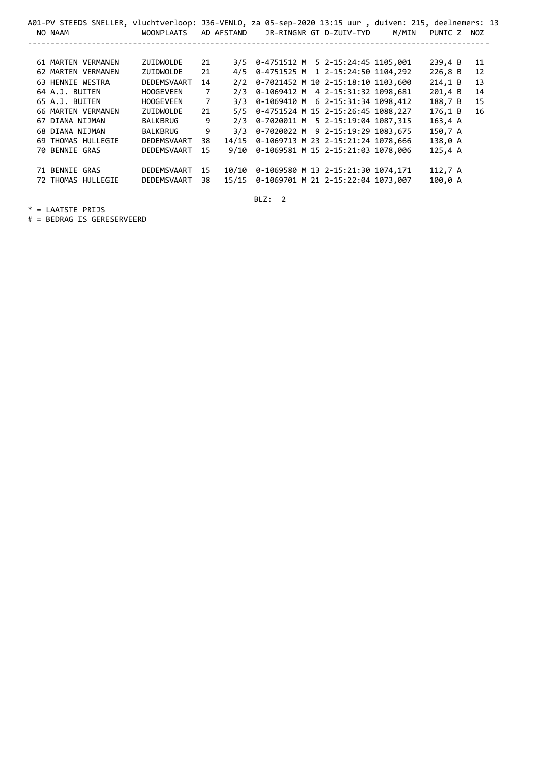A01-PV STEEDS SNELLER, vluchtverloop: J36-VENLO, za 05-sep-2020 13:15 uur , duiven: 215, deelnemers: 13

| NO | NAAM | WOONPLAATS | AD | AFSTAND | JR-RINGNR | GT | D-ZUIV-TYD | M/MIN | PUNTC | Z | NOZ |
|---|---|---|---|---|---|---|---|---|---|---|---|
| 61 | MARTEN VERMANEN | ZUIDWOLDE | 21 | 3/5 | 0-4751512 M | 5 | 2-15:24:45 | 1105,001 | 239,4 | B | 11 |
| 62 | MARTEN VERMANEN | ZUIDWOLDE | 21 | 4/5 | 0-4751525 M | 1 | 2-15:24:50 | 1104,292 | 226,8 | B | 12 |
| 63 | HENNIE WESTRA | DEDEMSVAART | 14 | 2/2 | 0-7021452 M | 10 | 2-15:18:10 | 1103,600 | 214,1 | B | 13 |
| 64 | A.J. BUITEN | HOOGEVEEN | 7 | 2/3 | 0-1069412 M | 4 | 2-15:31:32 | 1098,681 | 201,4 | B | 14 |
| 65 | A.J. BUITEN | HOOGEVEEN | 7 | 3/3 | 0-1069410 M | 6 | 2-15:31:34 | 1098,412 | 188,7 | B | 15 |
| 66 | MARTEN VERMANEN | ZUIDWOLDE | 21 | 5/5 | 0-4751524 M | 15 | 2-15:26:45 | 1088,227 | 176,1 | B | 16 |
| 67 | DIANA NIJMAN | BALKBRUG | 9 | 2/3 | 0-7020011 M | 5 | 2-15:19:04 | 1087,315 | 163,4 | A | |
| 68 | DIANA NIJMAN | BALKBRUG | 9 | 3/3 | 0-7020022 M | 9 | 2-15:19:29 | 1083,675 | 150,7 | A | |
| 69 | THOMAS HULLEGIE | DEDEMSVAART | 38 | 14/15 | 0-1069713 M | 23 | 2-15:21:24 | 1078,666 | 138,0 | A | |
| 70 | BENNIE GRAS | DEDEMSVAART | 15 | 9/10 | 0-1069581 M | 15 | 2-15:21:03 | 1078,006 | 125,4 | A | |
| 71 | BENNIE GRAS | DEDEMSVAART | 15 | 10/10 | 0-1069580 M | 13 | 2-15:21:30 | 1074,171 | 112,7 | A | |
| 72 | THOMAS HULLEGIE | DEDEMSVAART | 38 | 15/15 | 0-1069701 M | 21 | 2-15:22:04 | 1073,007 | 100,0 | A | |

BLZ: 2

* = LAATSTE PRIJS
# = BEDRAG IS GERESERVEERD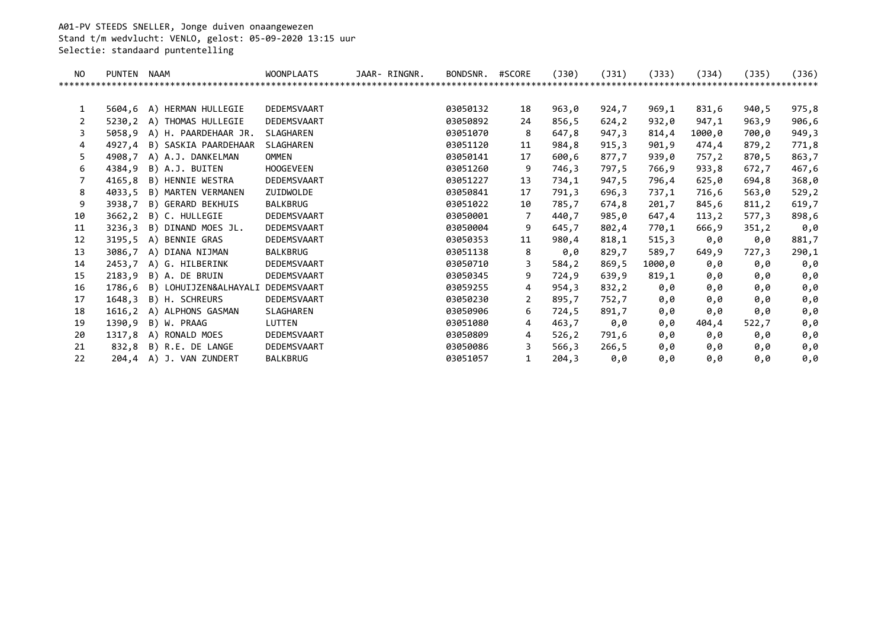A01-PV STEEDS SNELLER, Jonge duiven onaangewezen
Stand t/m wedvlucht: VENLO, gelost: 05-09-2020 13:15 uur
Selectie: standaard puntentelling

| NO | PUNTEN | NAAM | WOONPLAATS | JAAR- RINGNR. | BONDSNR. | #SCORE | (J30) | (J31) | (J33) | (J34) | (J35) | (J36) |
|---|---|---|---|---|---|---|---|---|---|---|---|---|
| 1 | 5604,6 | A) HERMAN HULLEGIE | DEDEMSVAART | | 03050132 | 18 | 963,0 | 924,7 | 969,1 | 831,6 | 940,5 | 975,8 |
| 2 | 5230,2 | A) THOMAS HULLEGIE | DEDEMSVAART | | 03050892 | 24 | 856,5 | 624,2 | 932,0 | 947,1 | 963,9 | 906,6 |
| 3 | 5058,9 | A) H. PAARDEHAAR JR. | SLAGHAREN | | 03051070 | 8 | 647,8 | 947,3 | 814,4 | 1000,0 | 700,0 | 949,3 |
| 4 | 4927,4 | B) SASKIA PAARDEHAAR | SLAGHAREN | | 03051120 | 11 | 984,8 | 915,3 | 901,9 | 474,4 | 879,2 | 771,8 |
| 5 | 4908,7 | A) A.J. DANKELMAN | OMMEN | | 03050141 | 17 | 600,6 | 877,7 | 939,0 | 757,2 | 870,5 | 863,7 |
| 6 | 4384,9 | B) A.J. BUITEN | HOOGEVEEN | | 03051260 | 9 | 746,3 | 797,5 | 766,9 | 933,8 | 672,7 | 467,6 |
| 7 | 4165,8 | B) HENNIE WESTRA | DEDEMSVAART | | 03051227 | 13 | 734,1 | 947,5 | 796,4 | 625,0 | 694,8 | 368,0 |
| 8 | 4033,5 | B) MARTEN VERMANEN | ZUIDWOLDE | | 03050841 | 17 | 791,3 | 696,3 | 737,1 | 716,6 | 563,0 | 529,2 |
| 9 | 3938,7 | B) GERARD BEKHUIS | BALKBRUG | | 03051022 | 10 | 785,7 | 674,8 | 201,7 | 845,6 | 811,2 | 619,7 |
| 10 | 3662,2 | B) C. HULLEGIE | DEDEMSVAART | | 03050001 | 7 | 440,7 | 985,0 | 647,4 | 113,2 | 577,3 | 898,6 |
| 11 | 3236,3 | B) DINAND MOES JL. | DEDEMSVAART | | 03050004 | 9 | 645,7 | 802,4 | 770,1 | 666,9 | 351,2 | 0,0 |
| 12 | 3195,5 | A) BENNIE GRAS | DEDEMSVAART | | 03050353 | 11 | 980,4 | 818,1 | 515,3 | 0,0 | 0,0 | 881,7 |
| 13 | 3086,7 | A) DIANA NIJMAN | BALKBRUG | | 03051138 | 8 | 0,0 | 829,7 | 589,7 | 649,9 | 727,3 | 290,1 |
| 14 | 2453,7 | A) G. HILBERINK | DEDEMSVAART | | 03050710 | 3 | 584,2 | 869,5 | 1000,0 | 0,0 | 0,0 | 0,0 |
| 15 | 2183,9 | B) A. DE BRUIN | DEDEMSVAART | | 03050345 | 9 | 724,9 | 639,9 | 819,1 | 0,0 | 0,0 | 0,0 |
| 16 | 1786,6 | B) LOHUIJZEN&ALHAYALI | DEDEMSVAART | | 03059255 | 4 | 954,3 | 832,2 | 0,0 | 0,0 | 0,0 | 0,0 |
| 17 | 1648,3 | B) H. SCHREURS | DEDEMSVAART | | 03050230 | 2 | 895,7 | 752,7 | 0,0 | 0,0 | 0,0 | 0,0 |
| 18 | 1616,2 | A) ALPHONS GASMAN | SLAGHAREN | | 03050906 | 6 | 724,5 | 891,7 | 0,0 | 0,0 | 0,0 | 0,0 |
| 19 | 1390,9 | B) W. PRAAG | LUTTEN | | 03051080 | 4 | 463,7 | 0,0 | 0,0 | 404,4 | 522,7 | 0,0 |
| 20 | 1317,8 | A) RONALD MOES | DEDEMSVAART | | 03050809 | 4 | 526,2 | 791,6 | 0,0 | 0,0 | 0,0 | 0,0 |
| 21 | 832,8 | B) R.E. DE LANGE | DEDEMSVAART | | 03050086 | 3 | 566,3 | 266,5 | 0,0 | 0,0 | 0,0 | 0,0 |
| 22 | 204,4 | A) J. VAN ZUNDERT | BALKBRUG | | 03051057 | 1 | 204,3 | 0,0 | 0,0 | 0,0 | 0,0 | 0,0 |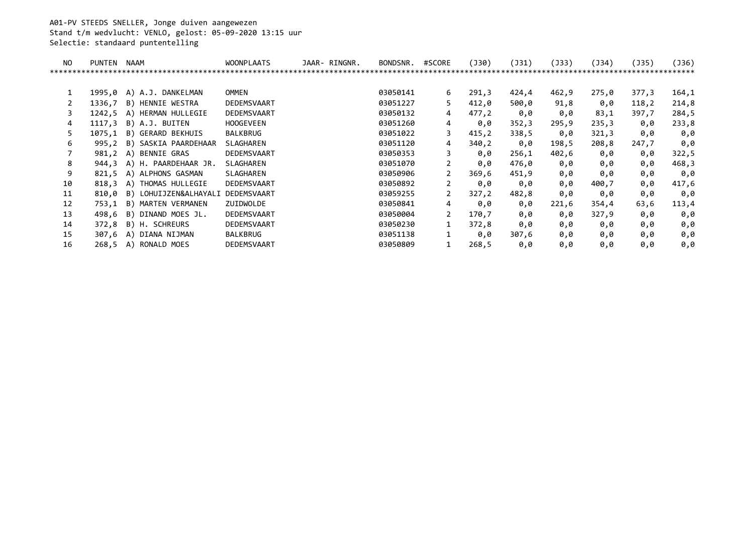A01-PV STEEDS SNELLER, Jonge duiven aangewezen
Stand t/m wedvlucht: VENLO, gelost: 05-09-2020 13:15 uur
Selectie: standaard puntentelling

| NO | PUNTEN | NAAM | WOONPLAATS | JAAR- RINGNR. | BONDSNR. | #SCORE | (J30) | (J31) | (J33) | (J34) | (J35) | (J36) |
|---|---|---|---|---|---|---|---|---|---|---|---|---|
| 1 | 1995,0 | A) A.J. DANKELMAN | OMMEN | | 03050141 | 6 | 291,3 | 424,4 | 462,9 | 275,0 | 377,3 | 164,1 |
| 2 | 1336,7 | B) HENNIE WESTRA | DEDEMSVAART | | 03051227 | 5 | 412,0 | 500,0 | 91,8 | 0,0 | 118,2 | 214,8 |
| 3 | 1242,5 | A) HERMAN HULLEGIE | DEDEMSVAART | | 03050132 | 4 | 477,2 | 0,0 | 0,0 | 83,1 | 397,7 | 284,5 |
| 4 | 1117,3 | B) A.J. BUITEN | HOOGEVEEN | | 03051260 | 4 | 0,0 | 352,3 | 295,9 | 235,3 | 0,0 | 233,8 |
| 5 | 1075,1 | B) GERARD BEKHUIS | BALKBRUG | | 03051022 | 3 | 415,2 | 338,5 | 0,0 | 321,3 | 0,0 | 0,0 |
| 6 | 995,2 | B) SASKIA PAARDEHAAR | SLAGHAREN | | 03051120 | 4 | 340,2 | 0,0 | 198,5 | 208,8 | 247,7 | 0,0 |
| 7 | 981,2 | A) BENNIE GRAS | DEDEMSVAART | | 03050353 | 3 | 0,0 | 256,1 | 402,6 | 0,0 | 0,0 | 322,5 |
| 8 | 944,3 | A) H. PAARDEHAAR JR. | SLAGHAREN | | 03051070 | 2 | 0,0 | 476,0 | 0,0 | 0,0 | 0,0 | 468,3 |
| 9 | 821,5 | A) ALPHONS GASMAN | SLAGHAREN | | 03050906 | 2 | 369,6 | 451,9 | 0,0 | 0,0 | 0,0 | 0,0 |
| 10 | 818,3 | A) THOMAS HULLEGIE | DEDEMSVAART | | 03050892 | 2 | 0,0 | 0,0 | 0,0 | 400,7 | 0,0 | 417,6 |
| 11 | 810,0 | B) LOHUIJZEN&ALHAYALI | DEDEMSVAART | | 03059255 | 2 | 327,2 | 482,8 | 0,0 | 0,0 | 0,0 | 0,0 |
| 12 | 753,1 | B) MARTEN VERMANEN | ZUIDWOLDE | | 03050841 | 4 | 0,0 | 0,0 | 221,6 | 354,4 | 63,6 | 113,4 |
| 13 | 498,6 | B) DINAND MOES JL. | DEDEMSVAART | | 03050004 | 2 | 170,7 | 0,0 | 0,0 | 327,9 | 0,0 | 0,0 |
| 14 | 372,8 | B) H. SCHREURS | DEDEMSVAART | | 03050230 | 1 | 372,8 | 0,0 | 0,0 | 0,0 | 0,0 | 0,0 |
| 15 | 307,6 | A) DIANA NIJMAN | BALKBRUG | | 03051138 | 1 | 0,0 | 307,6 | 0,0 | 0,0 | 0,0 | 0,0 |
| 16 | 268,5 | A) RONALD MOES | DEDEMSVAART | | 03050809 | 1 | 268,5 | 0,0 | 0,0 | 0,0 | 0,0 | 0,0 |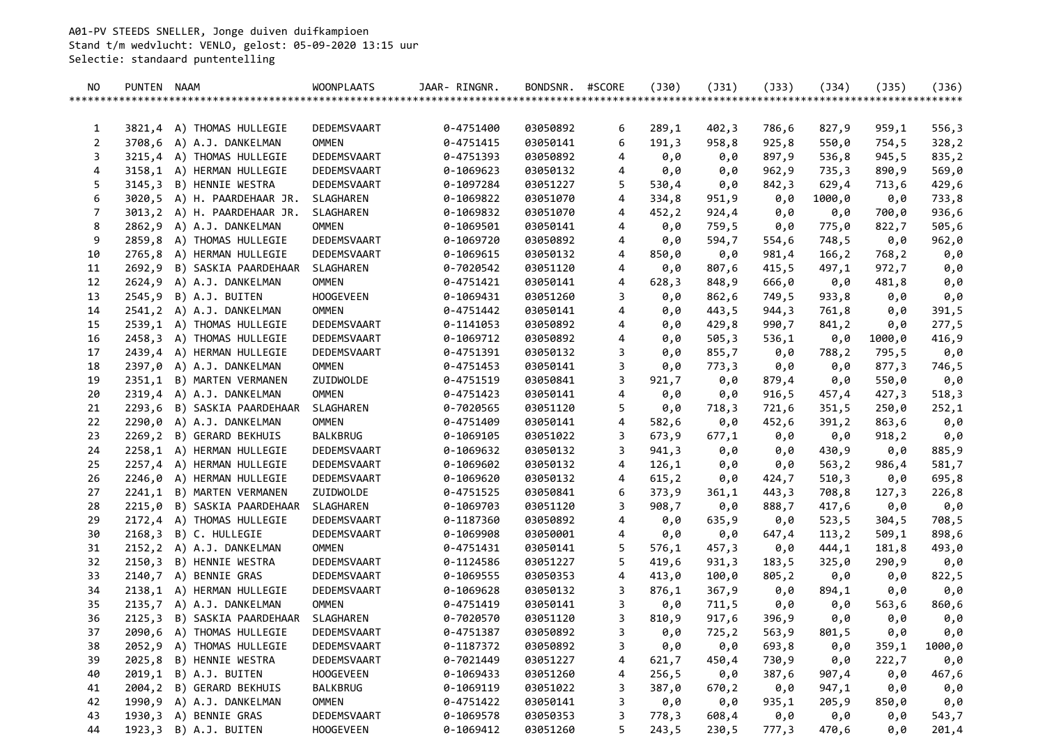A01-PV STEEDS SNELLER, Jonge duiven duifkampioen
Stand t/m wedvlucht: VENLO, gelost: 05-09-2020 13:15 uur
Selectie: standaard puntentelling

| NO | PUNTEN | NAAM | WOONPLAATS | JAAR- RINGNR. | BONDSNR. | #SCORE | (J30) | (J31) | (J33) | (J34) | (J35) | (J36) |
|---|---|---|---|---|---|---|---|---|---|---|---|---|
| 1 | 3821,4 | A) THOMAS HULLEGIE | DEDEMSVAART | 0-4751400 | 03050892 | 6 | 289,1 | 402,3 | 786,6 | 827,9 | 959,1 | 556,3 |
| 2 | 3708,6 | A) A.J. DANKELMAN | OMMEN | 0-4751415 | 03050141 | 6 | 191,3 | 958,8 | 925,8 | 550,0 | 754,5 | 328,2 |
| 3 | 3215,4 | A) THOMAS HULLEGIE | DEDEMSVAART | 0-4751393 | 03050892 | 4 | 0,0 | 0,0 | 897,9 | 536,8 | 945,5 | 835,2 |
| 4 | 3158,1 | A) HERMAN HULLEGIE | DEDEMSVAART | 0-1069623 | 03050132 | 4 | 0,0 | 0,0 | 962,9 | 735,3 | 890,9 | 569,0 |
| 5 | 3145,3 | B) HENNIE WESTRA | DEDEMSVAART | 0-1097284 | 03051227 | 5 | 530,4 | 0,0 | 842,3 | 629,4 | 713,6 | 429,6 |
| 6 | 3020,5 | A) H. PAARDEHAAR JR. | SLAGHAREN | 0-1069822 | 03051070 | 4 | 334,8 | 951,9 | 0,0 | 1000,0 | 0,0 | 733,8 |
| 7 | 3013,2 | A) H. PAARDEHAAR JR. | SLAGHAREN | 0-1069832 | 03051070 | 4 | 452,2 | 924,4 | 0,0 | 0,0 | 700,0 | 936,6 |
| 8 | 2862,9 | A) A.J. DANKELMAN | OMMEN | 0-1069501 | 03050141 | 4 | 0,0 | 759,5 | 0,0 | 775,0 | 822,7 | 505,6 |
| 9 | 2859,8 | A) THOMAS HULLEGIE | DEDEMSVAART | 0-1069720 | 03050892 | 4 | 0,0 | 594,7 | 554,6 | 748,5 | 0,0 | 962,0 |
| 10 | 2765,8 | A) HERMAN HULLEGIE | DEDEMSVAART | 0-1069615 | 03050132 | 4 | 850,0 | 0,0 | 981,4 | 166,2 | 768,2 | 0,0 |
| 11 | 2692,9 | B) SASKIA PAARDEHAAR | SLAGHAREN | 0-7020542 | 03051120 | 4 | 0,0 | 807,6 | 415,5 | 497,1 | 972,7 | 0,0 |
| 12 | 2624,9 | A) A.J. DANKELMAN | OMMEN | 0-4751421 | 03050141 | 4 | 628,3 | 848,9 | 666,0 | 0,0 | 481,8 | 0,0 |
| 13 | 2545,9 | B) A.J. BUITEN | HOOGEVEEN | 0-1069431 | 03051260 | 3 | 0,0 | 862,6 | 749,5 | 933,8 | 0,0 | 0,0 |
| 14 | 2541,2 | A) A.J. DANKELMAN | OMMEN | 0-4751442 | 03050141 | 4 | 0,0 | 443,5 | 944,3 | 761,8 | 0,0 | 391,5 |
| 15 | 2539,1 | A) THOMAS HULLEGIE | DEDEMSVAART | 0-1141053 | 03050892 | 4 | 0,0 | 429,8 | 990,7 | 841,2 | 0,0 | 277,5 |
| 16 | 2458,3 | A) THOMAS HULLEGIE | DEDEMSVAART | 0-1069712 | 03050892 | 4 | 0,0 | 505,3 | 536,1 | 0,0 | 1000,0 | 416,9 |
| 17 | 2439,4 | A) HERMAN HULLEGIE | DEDEMSVAART | 0-4751391 | 03050132 | 3 | 0,0 | 855,7 | 0,0 | 788,2 | 795,5 | 0,0 |
| 18 | 2397,0 | A) A.J. DANKELMAN | OMMEN | 0-4751453 | 03050141 | 3 | 0,0 | 773,3 | 0,0 | 0,0 | 877,3 | 746,5 |
| 19 | 2351,1 | B) MARTEN VERMANEN | ZUIDWOLDE | 0-4751519 | 03050841 | 3 | 921,7 | 0,0 | 879,4 | 0,0 | 550,0 | 0,0 |
| 20 | 2319,4 | A) A.J. DANKELMAN | OMMEN | 0-4751423 | 03050141 | 4 | 0,0 | 0,0 | 916,5 | 457,4 | 427,3 | 518,3 |
| 21 | 2293,6 | B) SASKIA PAARDEHAAR | SLAGHAREN | 0-7020565 | 03051120 | 5 | 0,0 | 718,3 | 721,6 | 351,5 | 250,0 | 252,1 |
| 22 | 2290,0 | A) A.J. DANKELMAN | OMMEN | 0-4751409 | 03050141 | 4 | 582,6 | 0,0 | 452,6 | 391,2 | 863,6 | 0,0 |
| 23 | 2269,2 | B) GERARD BEKHUIS | BALKBRUG | 0-1069105 | 03051022 | 3 | 673,9 | 677,1 | 0,0 | 0,0 | 918,2 | 0,0 |
| 24 | 2258,1 | A) HERMAN HULLEGIE | DEDEMSVAART | 0-1069632 | 03050132 | 3 | 941,3 | 0,0 | 0,0 | 430,9 | 0,0 | 885,9 |
| 25 | 2257,4 | A) HERMAN HULLEGIE | DEDEMSVAART | 0-1069602 | 03050132 | 4 | 126,1 | 0,0 | 0,0 | 563,2 | 986,4 | 581,7 |
| 26 | 2246,0 | A) HERMAN HULLEGIE | DEDEMSVAART | 0-1069620 | 03050132 | 4 | 615,2 | 0,0 | 424,7 | 510,3 | 0,0 | 695,8 |
| 27 | 2241,1 | B) MARTEN VERMANEN | ZUIDWOLDE | 0-4751525 | 03050841 | 6 | 373,9 | 361,1 | 443,3 | 708,8 | 127,3 | 226,8 |
| 28 | 2215,0 | B) SASKIA PAARDEHAAR | SLAGHAREN | 0-1069703 | 03051120 | 3 | 908,7 | 0,0 | 888,7 | 417,6 | 0,0 | 0,0 |
| 29 | 2172,4 | A) THOMAS HULLEGIE | DEDEMSVAART | 0-1187360 | 03050892 | 4 | 0,0 | 635,9 | 0,0 | 523,5 | 304,5 | 708,5 |
| 30 | 2168,3 | B) C. HULLEGIE | DEDEMSVAART | 0-1069908 | 03050001 | 4 | 0,0 | 0,0 | 647,4 | 113,2 | 509,1 | 898,6 |
| 31 | 2152,2 | A) A.J. DANKELMAN | OMMEN | 0-4751431 | 03050141 | 5 | 576,1 | 457,3 | 0,0 | 444,1 | 181,8 | 493,0 |
| 32 | 2150,3 | B) HENNIE WESTRA | DEDEMSVAART | 0-1124586 | 03051227 | 5 | 419,6 | 931,3 | 183,5 | 325,0 | 290,9 | 0,0 |
| 33 | 2140,7 | A) BENNIE GRAS | DEDEMSVAART | 0-1069555 | 03050353 | 4 | 413,0 | 100,0 | 805,2 | 0,0 | 0,0 | 822,5 |
| 34 | 2138,1 | A) HERMAN HULLEGIE | DEDEMSVAART | 0-1069628 | 03050132 | 3 | 876,1 | 367,9 | 0,0 | 894,1 | 0,0 | 0,0 |
| 35 | 2135,7 | A) A.J. DANKELMAN | OMMEN | 0-4751419 | 03050141 | 3 | 0,0 | 711,5 | 0,0 | 0,0 | 563,6 | 860,6 |
| 36 | 2125,3 | B) SASKIA PAARDEHAAR | SLAGHAREN | 0-7020570 | 03051120 | 3 | 810,9 | 917,6 | 396,9 | 0,0 | 0,0 | 0,0 |
| 37 | 2090,6 | A) THOMAS HULLEGIE | DEDEMSVAART | 0-4751387 | 03050892 | 3 | 0,0 | 725,2 | 563,9 | 801,5 | 0,0 | 0,0 |
| 38 | 2052,9 | A) THOMAS HULLEGIE | DEDEMSVAART | 0-1187372 | 03050892 | 3 | 0,0 | 0,0 | 693,8 | 0,0 | 359,1 | 1000,0 |
| 39 | 2025,8 | B) HENNIE WESTRA | DEDEMSVAART | 0-7021449 | 03051227 | 4 | 621,7 | 450,4 | 730,9 | 0,0 | 222,7 | 0,0 |
| 40 | 2019,1 | B) A.J. BUITEN | HOOGEVEEN | 0-1069433 | 03051260 | 4 | 256,5 | 0,0 | 387,6 | 907,4 | 0,0 | 467,6 |
| 41 | 2004,2 | B) GERARD BEKHUIS | BALKBRUG | 0-1069119 | 03051022 | 3 | 387,0 | 670,2 | 0,0 | 947,1 | 0,0 | 0,0 |
| 42 | 1990,9 | A) A.J. DANKELMAN | OMMEN | 0-4751422 | 03050141 | 3 | 0,0 | 0,0 | 935,1 | 205,9 | 850,0 | 0,0 |
| 43 | 1930,3 | A) BENNIE GRAS | DEDEMSVAART | 0-1069578 | 03050353 | 3 | 778,3 | 608,4 | 0,0 | 0,0 | 0,0 | 543,7 |
| 44 | 1923,3 | B) A.J. BUITEN | HOOGEVEEN | 0-1069412 | 03051260 | 5 | 243,5 | 230,5 | 777,3 | 470,6 | 0,0 | 201,4 |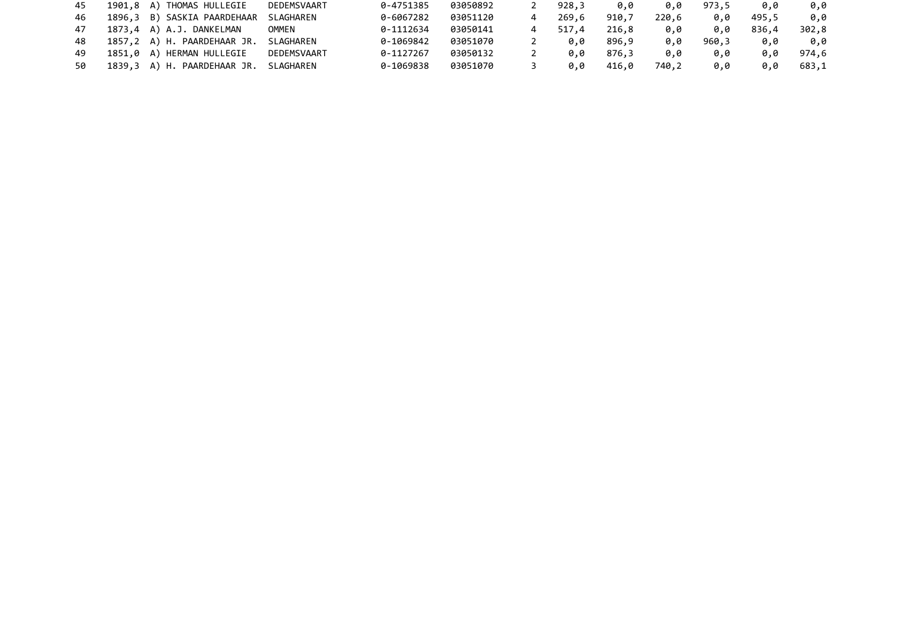| | | | | | | | | | | | | |
|---|---|---|---|---|---|---|---|---|---|---|---|---|
| 45 | 1901,8 | A) THOMAS HULLEGIE | DEDEMSVAART | 0-4751385 | 03050892 | 2 | 928,3 | 0,0 | 0,0 | 973,5 | 0,0 | 0,0 |
| 46 | 1896,3 | B) SASKIA PAARDEHAAR | SLAGHAREN | 0-6067282 | 03051120 | 4 | 269,6 | 910,7 | 220,6 | 0,0 | 495,5 | 0,0 |
| 47 | 1873,4 | A) A.J. DANKELMAN | OMMEN | 0-1112634 | 03050141 | 4 | 517,4 | 216,8 | 0,0 | 0,0 | 836,4 | 302,8 |
| 48 | 1857,2 | A) H. PAARDEHAAR JR. | SLAGHAREN | 0-1069842 | 03051070 | 2 | 0,0 | 896,9 | 0,0 | 960,3 | 0,0 | 0,0 |
| 49 | 1851,0 | A) HERMAN HULLEGIE | DEDEMSVAART | 0-1127267 | 03050132 | 2 | 0,0 | 876,3 | 0,0 | 0,0 | 0,0 | 974,6 |
| 50 | 1839,3 | A) H. PAARDEHAAR JR. | SLAGHAREN | 0-1069838 | 03051070 | 3 | 0,0 | 416,0 | 740,2 | 0,0 | 0,0 | 683,1 |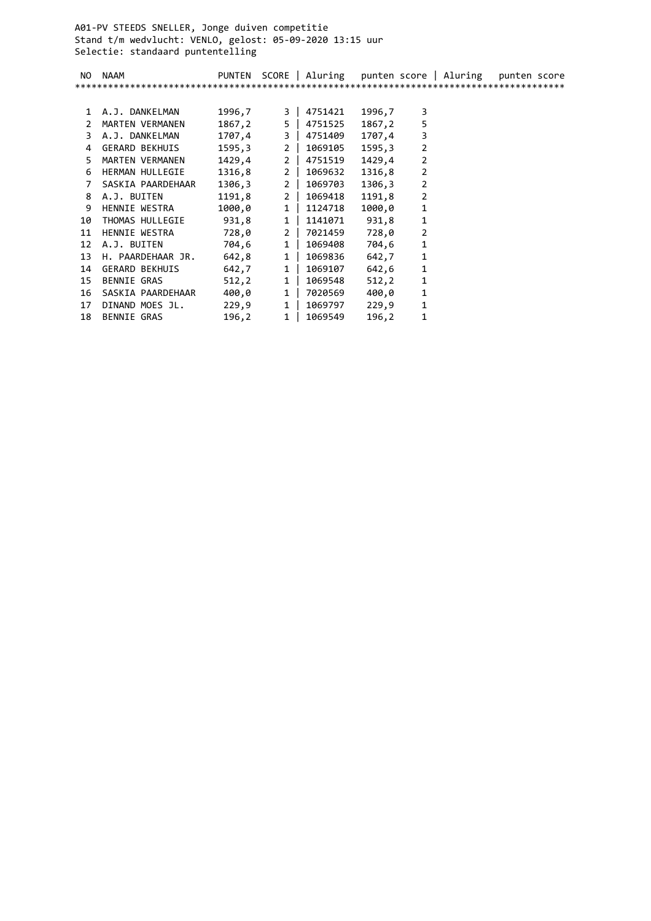A01-PV STEEDS SNELLER, Jonge duiven competitie
Stand t/m wedvlucht: VENLO, gelost: 05-09-2020 13:15 uur
Selectie: standaard puntentelling

| NO | NAAM | PUNTEN | SCORE | Aluring | punten | score | Aluring | punten | score |
|---|---|---|---|---|---|---|---|---|---|
| 1 | A.J. DANKELMAN | 1996,7 | 3 | 4751421 | 1996,7 | 3 | | | |
| 2 | MARTEN VERMANEN | 1867,2 | 5 | 4751525 | 1867,2 | 5 | | | |
| 3 | A.J. DANKELMAN | 1707,4 | 3 | 4751409 | 1707,4 | 3 | | | |
| 4 | GERARD BEKHUIS | 1595,3 | 2 | 1069105 | 1595,3 | 2 | | | |
| 5 | MARTEN VERMANEN | 1429,4 | 2 | 4751519 | 1429,4 | 2 | | | |
| 6 | HERMAN HULLEGIE | 1316,8 | 2 | 1069632 | 1316,8 | 2 | | | |
| 7 | SASKIA PAARDEHAAR | 1306,3 | 2 | 1069703 | 1306,3 | 2 | | | |
| 8 | A.J. BUITEN | 1191,8 | 2 | 1069418 | 1191,8 | 2 | | | |
| 9 | HENNIE WESTRA | 1000,0 | 1 | 1124718 | 1000,0 | 1 | | | |
| 10 | THOMAS HULLEGIE | 931,8 | 1 | 1141071 | 931,8 | 1 | | | |
| 11 | HENNIE WESTRA | 728,0 | 2 | 7021459 | 728,0 | 2 | | | |
| 12 | A.J. BUITEN | 704,6 | 1 | 1069408 | 704,6 | 1 | | | |
| 13 | H. PAARDEHAAR JR. | 642,8 | 1 | 1069836 | 642,7 | 1 | | | |
| 14 | GERARD BEKHUIS | 642,7 | 1 | 1069107 | 642,6 | 1 | | | |
| 15 | BENNIE GRAS | 512,2 | 1 | 1069548 | 512,2 | 1 | | | |
| 16 | SASKIA PAARDEHAAR | 400,0 | 1 | 7020569 | 400,0 | 1 | | | |
| 17 | DINAND MOES JL. | 229,9 | 1 | 1069797 | 229,9 | 1 | | | |
| 18 | BENNIE GRAS | 196,2 | 1 | 1069549 | 196,2 | 1 | | | |